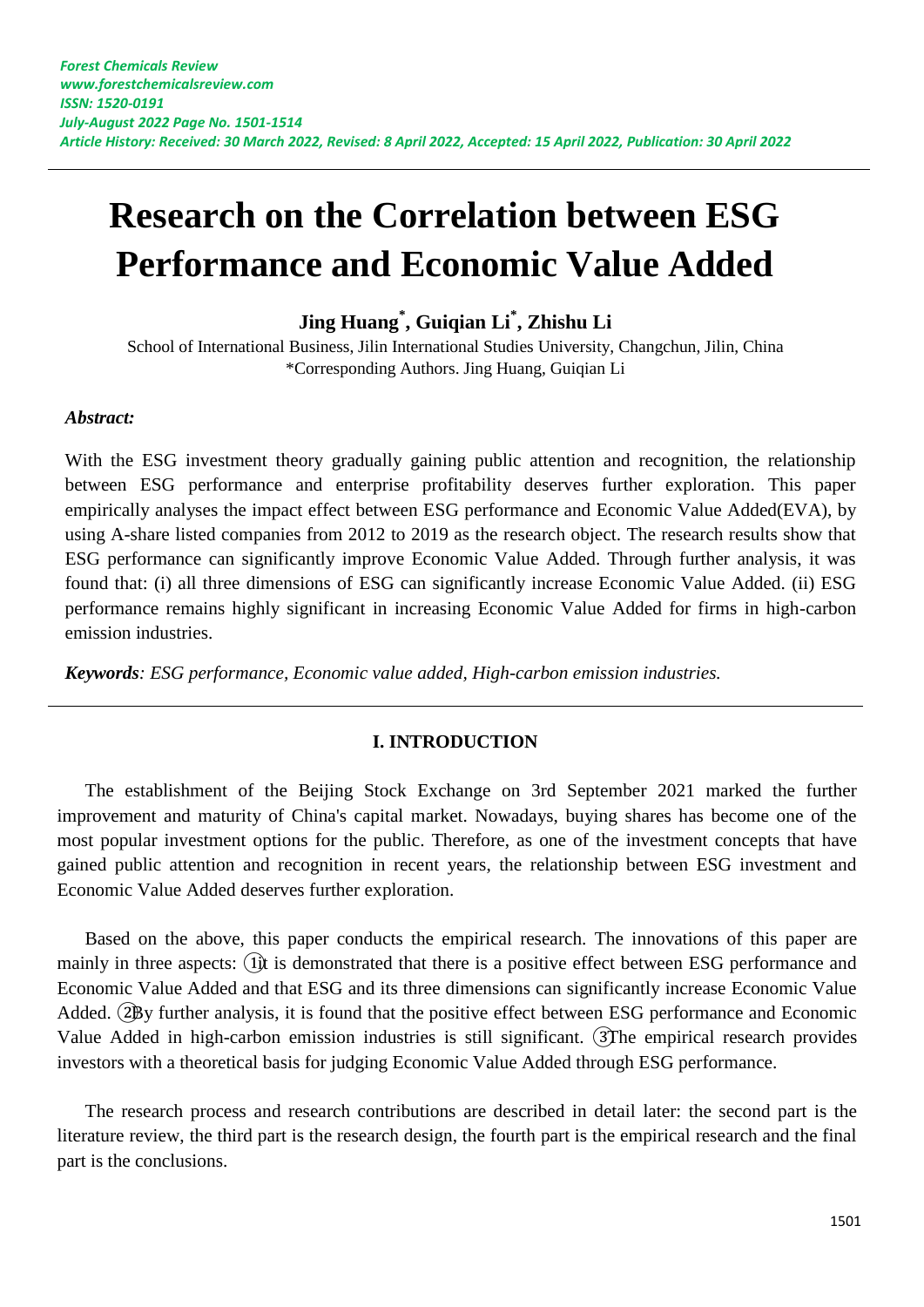# Research on the Correlation between ESG Performance and Economic Value Added

**Jing Huang*, Guiqian Li*, Zhishu Li**

School of International Business, Jilin International Studies University, Changchun, Jilin, China
*Corresponding Authors. Jing Huang, Guiqian Li

***Abstract:***

With the ESG investment theory gradually gaining public attention and recognition, the relationship between ESG performance and enterprise profitability deserves further exploration. This paper empirically analyses the impact effect between ESG performance and Economic Value Added(EVA), by using A-share listed companies from 2012 to 2019 as the research object. The research results show that ESG performance can significantly improve Economic Value Added. Through further analysis, it was found that: (i) all three dimensions of ESG can significantly increase Economic Value Added. (ii) ESG performance remains highly significant in increasing Economic Value Added for firms in high-carbon emission industries.

***Keywords**: ESG performance, Economic value added, High-carbon emission industries.*

## I. INTRODUCTION

The establishment of the Beijing Stock Exchange on 3rd September 2021 marked the further improvement and maturity of China's capital market. Nowadays, buying shares has become one of the most popular investment options for the public. Therefore, as one of the investment concepts that have gained public attention and recognition in recent years, the relationship between ESG investment and Economic Value Added deserves further exploration.

Based on the above, this paper conducts the empirical research. The innovations of this paper are mainly in three aspects: ①it is demonstrated that there is a positive effect between ESG performance and Economic Value Added and that ESG and its three dimensions can significantly increase Economic Value Added. ②By further analysis, it is found that the positive effect between ESG performance and Economic Value Added in high-carbon emission industries is still significant. ③The empirical research provides investors with a theoretical basis for judging Economic Value Added through ESG performance.

The research process and research contributions are described in detail later: the second part is the literature review, the third part is the research design, the fourth part is the empirical research and the final part is the conclusions.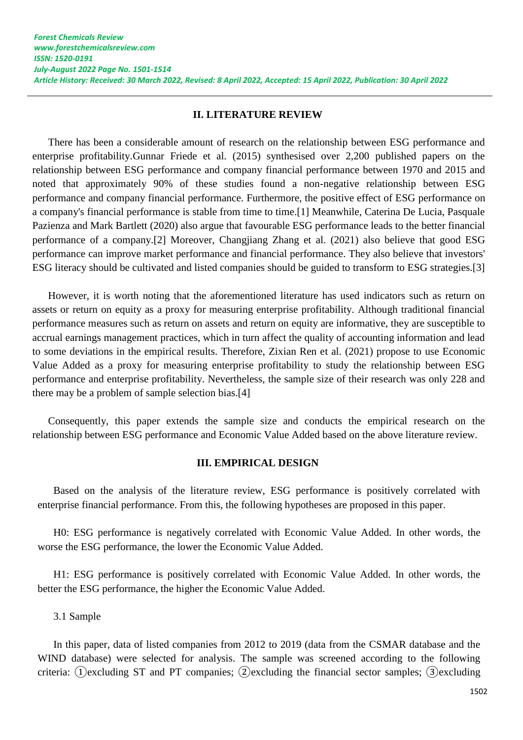## II. LITERATURE REVIEW

There has been a considerable amount of research on the relationship between ESG performance and enterprise profitability.Gunnar Friede et al. (2015) synthesised over 2,200 published papers on the relationship between ESG performance and company financial performance between 1970 and 2015 and noted that approximately 90% of these studies found a non-negative relationship between ESG performance and company financial performance. Furthermore, the positive effect of ESG performance on a company's financial performance is stable from time to time.[1] Meanwhile, Caterina De Lucia, Pasquale Pazienza and Mark Bartlett (2020) also argue that favourable ESG performance leads to the better financial performance of a company.[2] Moreover, Changjiang Zhang et al. (2021) also believe that good ESG performance can improve market performance and financial performance. They also believe that investors' ESG literacy should be cultivated and listed companies should be guided to transform to ESG strategies.[3]

However, it is worth noting that the aforementioned literature has used indicators such as return on assets or return on equity as a proxy for measuring enterprise profitability. Although traditional financial performance measures such as return on assets and return on equity are informative, they are susceptible to accrual earnings management practices, which in turn affect the quality of accounting information and lead to some deviations in the empirical results. Therefore, Zixian Ren et al. (2021) propose to use Economic Value Added as a proxy for measuring enterprise profitability to study the relationship between ESG performance and enterprise profitability. Nevertheless, the sample size of their research was only 228 and there may be a problem of sample selection bias.[4]

Consequently, this paper extends the sample size and conducts the empirical research on the relationship between ESG performance and Economic Value Added based on the above literature review.

## III. EMPIRICAL DESIGN

Based on the analysis of the literature review, ESG performance is positively correlated with enterprise financial performance. From this, the following hypotheses are proposed in this paper.

H0: ESG performance is negatively correlated with Economic Value Added. In other words, the worse the ESG performance, the lower the Economic Value Added.

H1: ESG performance is positively correlated with Economic Value Added. In other words, the better the ESG performance, the higher the Economic Value Added.

### 3.1 Sample

In this paper, data of listed companies from 2012 to 2019 (data from the CSMAR database and the WIND database) were selected for analysis. The sample was screened according to the following criteria: ①excluding ST and PT companies; ②excluding the financial sector samples; ③excluding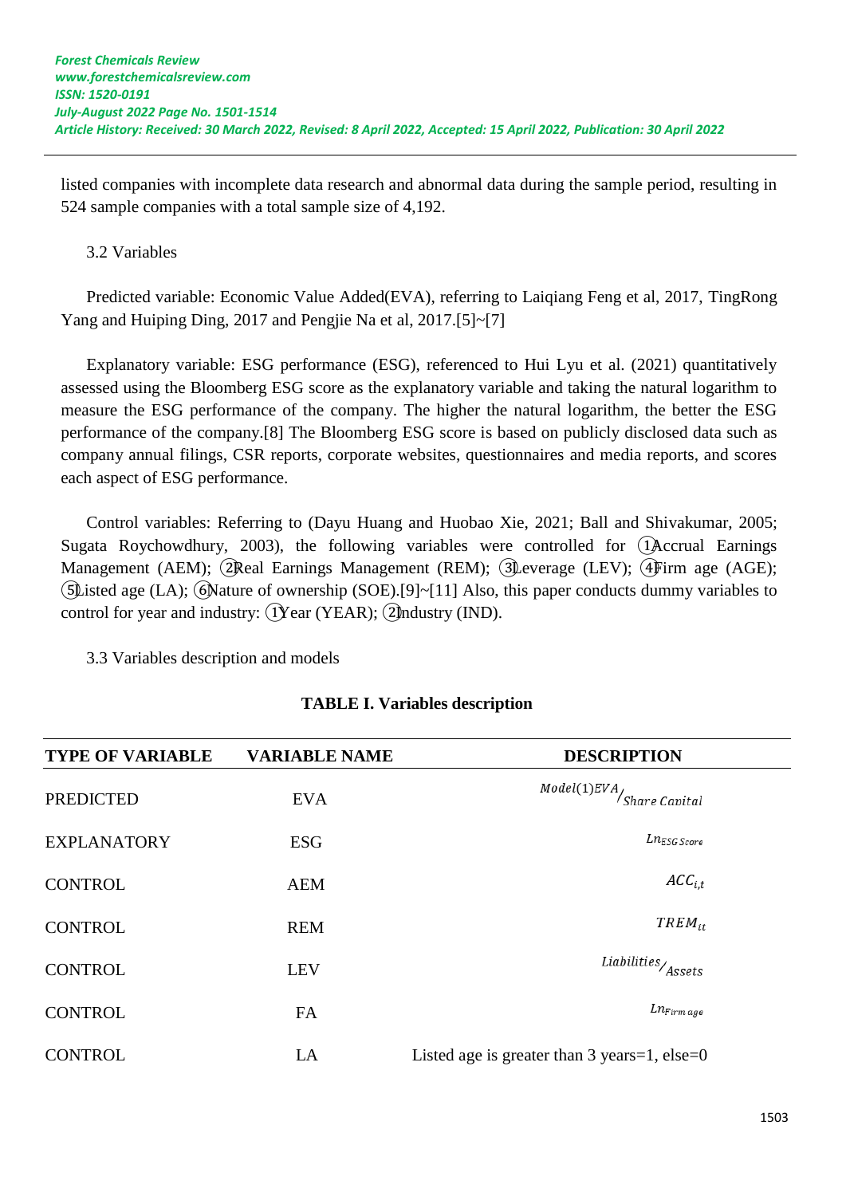listed companies with incomplete data research and abnormal data during the sample period, resulting in 524 sample companies with a total sample size of 4,192.

3.2 Variables

Predicted variable: Economic Value Added(EVA), referring to Laiqiang Feng et al, 2017, TingRong Yang and Huiping Ding, 2017 and Pengjie Na et al, 2017.[5]~[7]

Explanatory variable: ESG performance (ESG), referenced to Hui Lyu et al. (2021) quantitatively assessed using the Bloomberg ESG score as the explanatory variable and taking the natural logarithm to measure the ESG performance of the company. The higher the natural logarithm, the better the ESG performance of the company.[8] The Bloomberg ESG score is based on publicly disclosed data such as company annual filings, CSR reports, corporate websites, questionnaires and media reports, and scores each aspect of ESG performance.

Control variables: Referring to (Dayu Huang and Huobao Xie, 2021; Ball and Shivakumar, 2005; Sugata Roychowdhury, 2003), the following variables were controlled for ①Accrual Earnings Management (AEM); ②Real Earnings Management (REM); ③Leverage (LEV); ④Firm age (AGE); ⑤Listed age (LA); ⑥Nature of ownership (SOE).[9]~[11] Also, this paper conducts dummy variables to control for year and industry: ①Year (YEAR); ②Industry (IND).

3.3 Variables description and models

**TABLE I. Variables description**

| TYPE OF VARIABLE | VARIABLE NAME | DESCRIPTION |
|---|---|---|
| PREDICTED | EVA | $Model(1)EVA/_{Share\ Capital}$ |
| EXPLANATORY | ESG | $Ln_{ESG\ Score}$ |
| CONTROL | AEM | $ACC_{i,t}$ |
| CONTROL | REM | $TREM_{it}$ |
| CONTROL | LEV | $Liabilities/_{Assets}$ |
| CONTROL | FA | $Ln_{Firm\ age}$ |
| CONTROL | LA | Listed age is greater than 3 years=1, else=0 |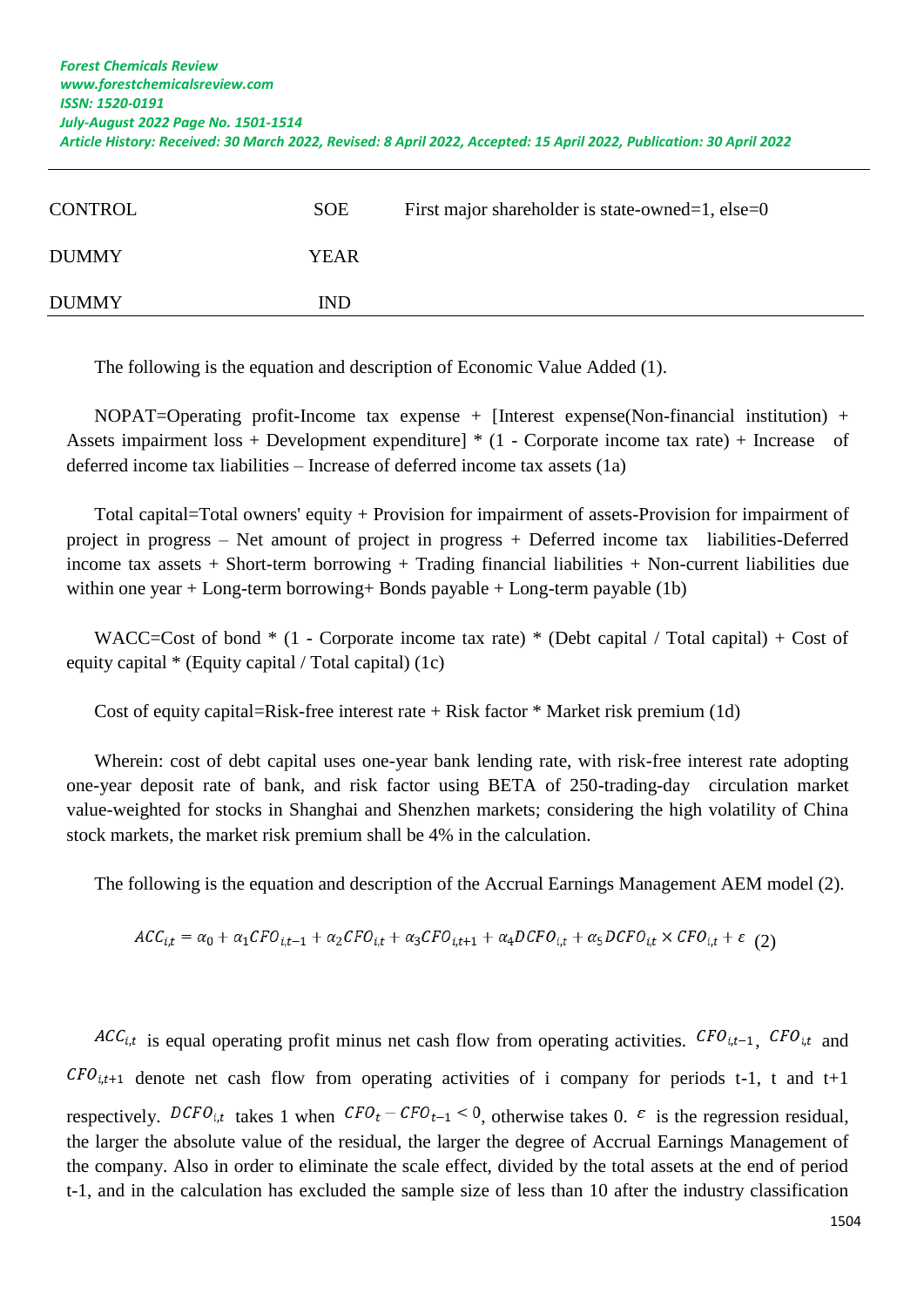| CONTROL | SOE | First major shareholder is state-owned=1, else=0 |
|---|---|---|
| DUMMY | YEAR | |
| DUMMY | IND | |

The following is the equation and description of Economic Value Added (1).

NOPAT=Operating profit-Income tax expense + [Interest expense(Non-financial institution) + Assets impairment loss + Development expenditure] * (1 - Corporate income tax rate) + Increase of deferred income tax liabilities – Increase of deferred income tax assets (1a)

Total capital=Total owners' equity + Provision for impairment of assets-Provision for impairment of project in progress – Net amount of project in progress + Deferred income tax liabilities-Deferred income tax assets + Short-term borrowing + Trading financial liabilities + Non-current liabilities due within one year + Long-term borrowing+ Bonds payable + Long-term payable (1b)

WACC=Cost of bond * (1 - Corporate income tax rate) * (Debt capital / Total capital) + Cost of equity capital * (Equity capital / Total capital) (1c)

Cost of equity capital=Risk-free interest rate + Risk factor * Market risk premium (1d)

Wherein: cost of debt capital uses one-year bank lending rate, with risk-free interest rate adopting one-year deposit rate of bank, and risk factor using BETA of 250-trading-day circulation market value-weighted for stocks in Shanghai and Shenzhen markets; considering the high volatility of China stock markets, the market risk premium shall be 4% in the calculation.

The following is the equation and description of the Accrual Earnings Management AEM model (2).

$$ACC_{i,t} = \alpha_0 + \alpha_1 CFO_{i,t-1} + \alpha_2 CFO_{i,t} + \alpha_3 CFO_{i,t+1} + \alpha_4 DCFO_{i,t} + \alpha_5 DCFO_{i,t} \times CFO_{i,t} + \varepsilon \quad (2)$$

$ACC_{i,t}$ is equal operating profit minus net cash flow from operating activities. $CFO_{i,t-1}$, $CFO_{i,t}$ and $CFO_{i,t+1}$ denote net cash flow from operating activities of i company for periods t-1, t and t+1 respectively. $DCFO_{i,t}$ takes 1 when $CFO_t - CFO_{t-1} < 0$, otherwise takes 0. $\varepsilon$ is the regression residual, the larger the absolute value of the residual, the larger the degree of Accrual Earnings Management of the company. Also in order to eliminate the scale effect, divided by the total assets at the end of period t-1, and in the calculation has excluded the sample size of less than 10 after the industry classification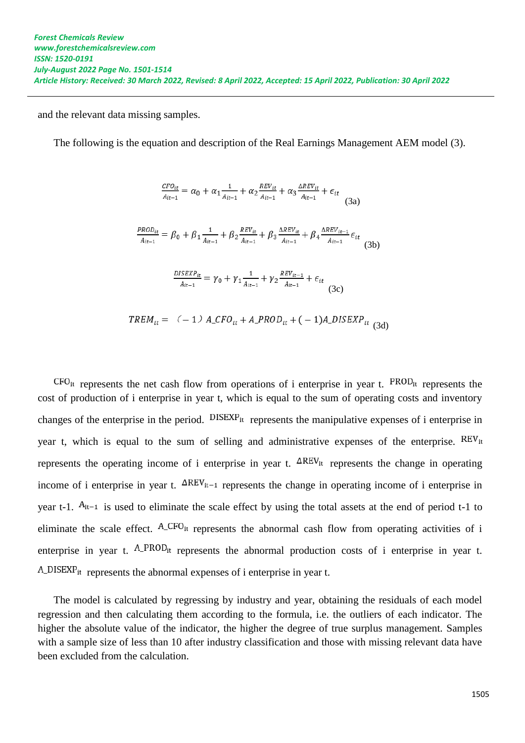and the relevant data missing samples.

The following is the equation and description of the Real Earnings Management AEM model (3).

$$\frac{CFO_{it}}{A_{it-1}} = \alpha_0 + \alpha_1 \frac{1}{A_{it-1}} + \alpha_2 \frac{REV_{it}}{A_{it-1}} + \alpha_3 \frac{\Delta REV_{it}}{A_{it-1}} + \epsilon_{it} \quad (3a)$$

$$\frac{PROD_{it}}{A_{it-1}} = \beta_0 + \beta_1 \frac{1}{A_{it-1}} + \beta_2 \frac{REV_{it}}{A_{it-1}} + \beta_3 \frac{\Delta REV_{it}}{A_{it-1}} + \beta_4 \frac{\Delta REV_{it-1}}{A_{it-1}} \epsilon_{it} \quad (3b)$$

$$\frac{DISEXP_{it}}{A_{it-1}} = \gamma_0 + \gamma_1 \frac{1}{A_{it-1}} + \gamma_2 \frac{REV_{it-1}}{A_{it-1}} + \epsilon_{it} \quad (3c)$$

$$TREM_{it} = (-1) A\_CFO_{it} + A\_PROD_{it} + (-1) A\_DISEXP_{it} \quad (3d)$$

$CFO_{it}$ represents the net cash flow from operations of i enterprise in year t. $PROD_{it}$ represents the cost of production of i enterprise in year t, which is equal to the sum of operating costs and inventory changes of the enterprise in the period. $DISEXP_{it}$ represents the manipulative expenses of i enterprise in year t, which is equal to the sum of selling and administrative expenses of the enterprise. $REV_{it}$ represents the operating income of i enterprise in year t. $\Delta REV_{it}$ represents the change in operating income of i enterprise in year t. $\Delta REV_{it-1}$ represents the change in operating income of i enterprise in year t-1. $A_{it-1}$ is used to eliminate the scale effect by using the total assets at the end of period t-1 to eliminate the scale effect. $A\_CFO_{it}$ represents the abnormal cash flow from operating activities of i enterprise in year t. $A\_PROD_{it}$ represents the abnormal production costs of i enterprise in year t. $A\_DISEXP_{it}$ represents the abnormal expenses of i enterprise in year t.

The model is calculated by regressing by industry and year, obtaining the residuals of each model regression and then calculating them according to the formula, i.e. the outliers of each indicator. The higher the absolute value of the indicator, the higher the degree of true surplus management. Samples with a sample size of less than 10 after industry classification and those with missing relevant data have been excluded from the calculation.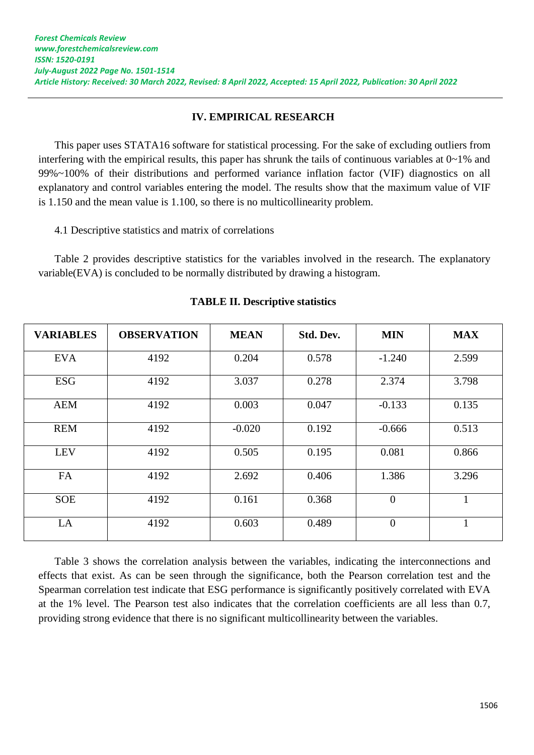## IV. EMPIRICAL RESEARCH

This paper uses STATA16 software for statistical processing. For the sake of excluding outliers from interfering with the empirical results, this paper has shrunk the tails of continuous variables at 0~1% and 99%~100% of their distributions and performed variance inflation factor (VIF) diagnostics on all explanatory and control variables entering the model. The results show that the maximum value of VIF is 1.150 and the mean value is 1.100, so there is no multicollinearity problem.

### 4.1 Descriptive statistics and matrix of correlations

Table 2 provides descriptive statistics for the variables involved in the research. The explanatory variable(EVA) is concluded to be normally distributed by drawing a histogram.

**TABLE II. Descriptive statistics**

| VARIABLES | OBSERVATION | MEAN | Std. Dev. | MIN | MAX |
|---|---|---|---|---|---|
| EVA | 4192 | 0.204 | 0.578 | -1.240 | 2.599 |
| ESG | 4192 | 3.037 | 0.278 | 2.374 | 3.798 |
| AEM | 4192 | 0.003 | 0.047 | -0.133 | 0.135 |
| REM | 4192 | -0.020 | 0.192 | -0.666 | 0.513 |
| LEV | 4192 | 0.505 | 0.195 | 0.081 | 0.866 |
| FA | 4192 | 2.692 | 0.406 | 1.386 | 3.296 |
| SOE | 4192 | 0.161 | 0.368 | 0 | 1 |
| LA | 4192 | 0.603 | 0.489 | 0 | 1 |

Table 3 shows the correlation analysis between the variables, indicating the interconnections and effects that exist. As can be seen through the significance, both the Pearson correlation test and the Spearman correlation test indicate that ESG performance is significantly positively correlated with EVA at the 1% level. The Pearson test also indicates that the correlation coefficients are all less than 0.7, providing strong evidence that there is no significant multicollinearity between the variables.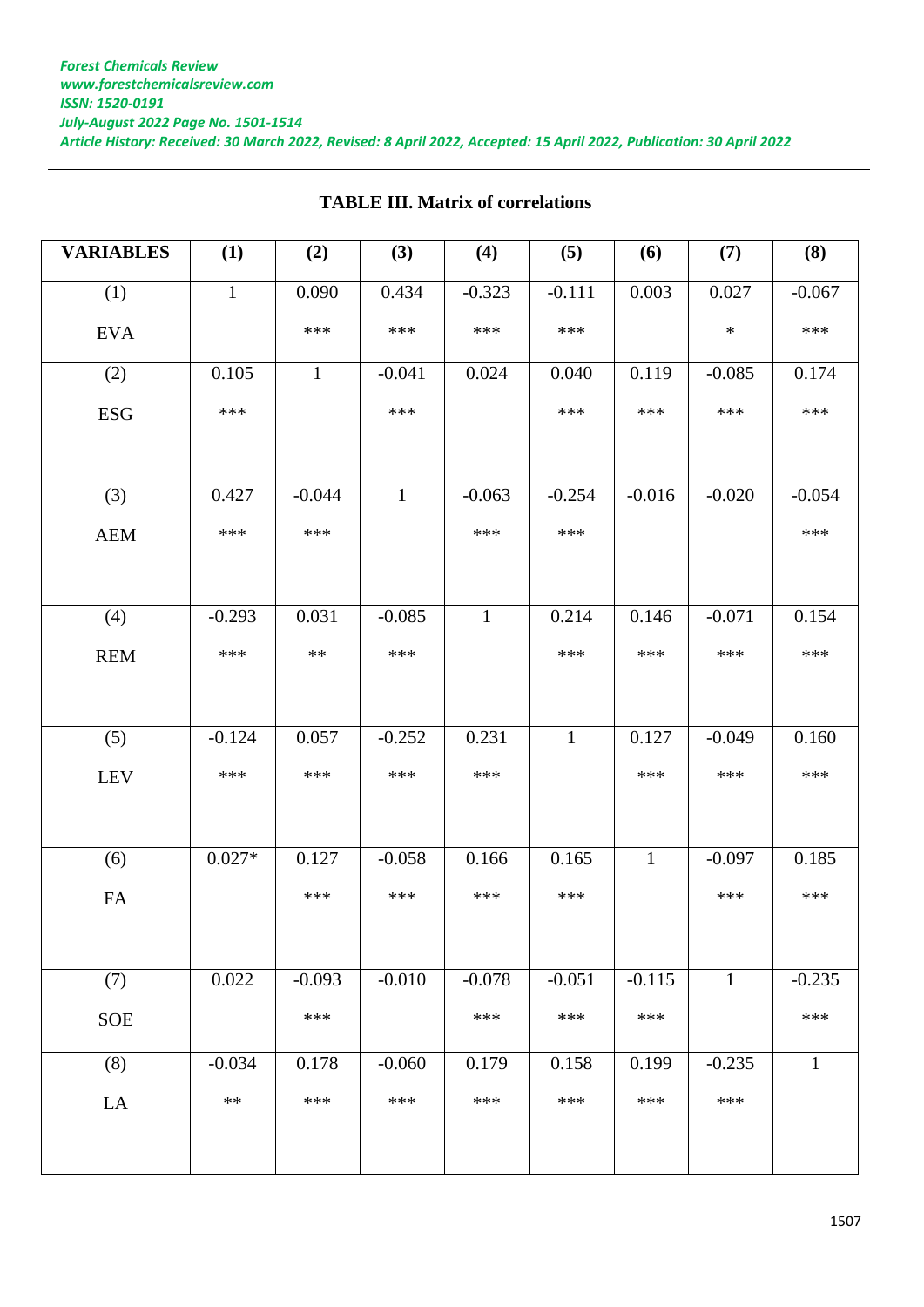**TABLE III. Matrix of correlations**

| VARIABLES | (1) | (2) | (3) | (4) | (5) | (6) | (7) | (8) |
|---|---|---|---|---|---|---|---|---|
| (1) EVA | 1 | 0.090 *** | 0.434 *** | -0.323 *** | -0.111 *** | 0.003 | 0.027 * | -0.067 *** |
| (2) ESG | 0.105 *** | 1 | -0.041 *** | 0.024 | 0.040 *** | 0.119 *** | -0.085 *** | 0.174 *** |
| (3) AEM | 0.427 *** | -0.044 *** | 1 | -0.063 *** | -0.254 *** | -0.016 | -0.020 | -0.054 *** |
| (4) REM | -0.293 *** | 0.031 ** | -0.085 *** | 1 | 0.214 *** | 0.146 *** | -0.071 *** | 0.154 *** |
| (5) LEV | -0.124 *** | 0.057 *** | -0.252 *** | 0.231 *** | 1 | 0.127 *** | -0.049 *** | 0.160 *** |
| (6) FA | 0.027* | 0.127 *** | -0.058 *** | 0.166 *** | 0.165 *** | 1 | -0.097 *** | 0.185 *** |
| (7) SOE | 0.022 | -0.093 *** | -0.010 | -0.078 *** | -0.051 *** | -0.115 *** | 1 | -0.235 *** |
| (8) LA | -0.034 ** | 0.178 *** | -0.060 *** | 0.179 *** | 0.158 *** | 0.199 *** | -0.235 *** | 1 |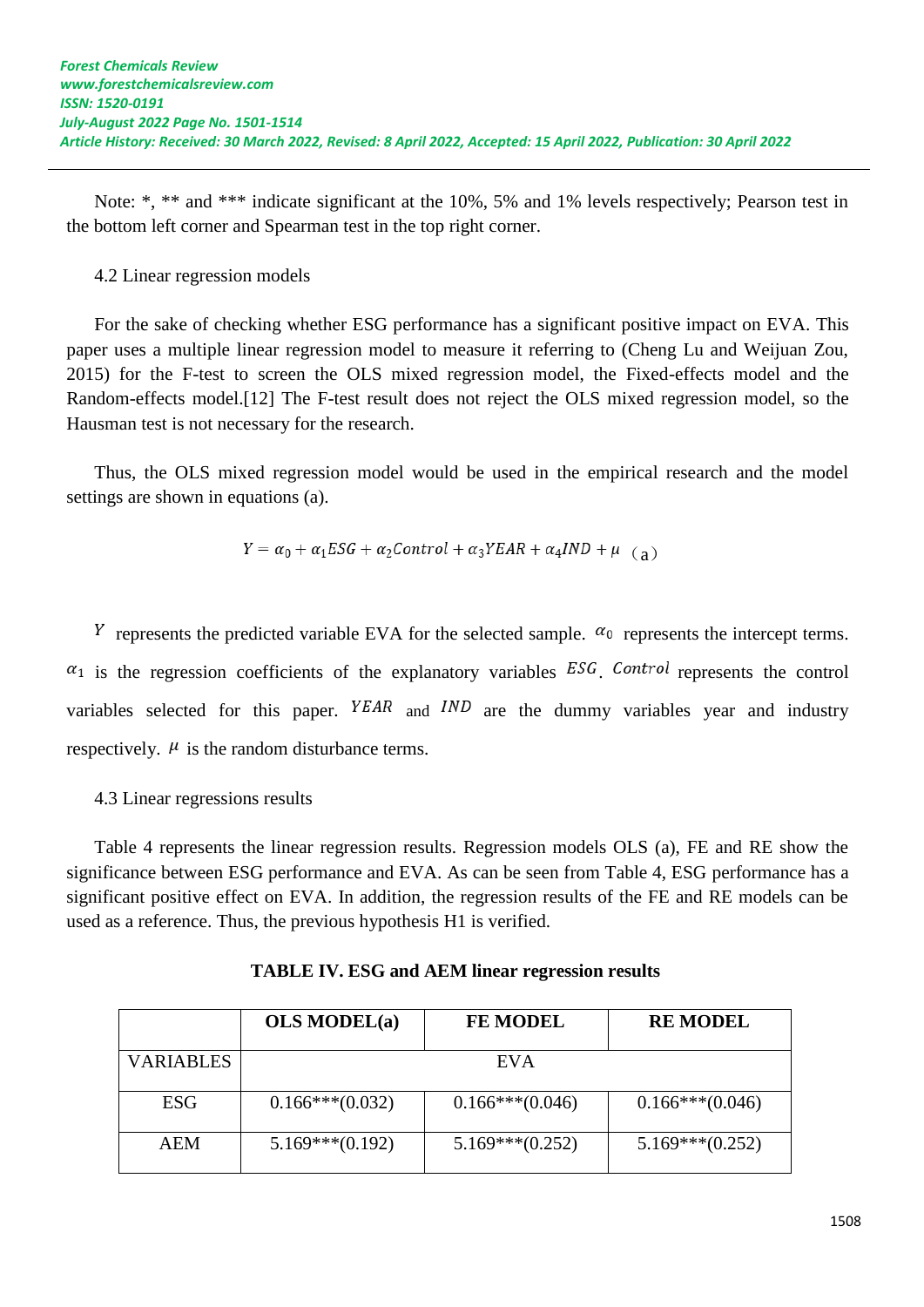Note: *, ** and *** indicate significant at the 10%, 5% and 1% levels respectively; Pearson test in the bottom left corner and Spearman test in the top right corner.

4.2 Linear regression models

For the sake of checking whether ESG performance has a significant positive impact on EVA. This paper uses a multiple linear regression model to measure it referring to (Cheng Lu and Weijuan Zou, 2015) for the F-test to screen the OLS mixed regression model, the Fixed-effects model and the Random-effects model.[12] The F-test result does not reject the OLS mixed regression model, so the Hausman test is not necessary for the research.

Thus, the OLS mixed regression model would be used in the empirical research and the model settings are shown in equations (a).

$$Y = \alpha_0 + \alpha_1 ESG + \alpha_2 Control + \alpha_3 YEAR + \alpha_4 IND + \mu \quad (a)$$

$Y$ represents the predicted variable EVA for the selected sample. $\alpha_0$ represents the intercept terms. $\alpha_1$ is the regression coefficients of the explanatory variables $ESG$. $Control$ represents the control variables selected for this paper. $YEAR$ and $IND$ are the dummy variables year and industry respectively. $\mu$ is the random disturbance terms.

4.3 Linear regressions results

Table 4 represents the linear regression results. Regression models OLS (a), FE and RE show the significance between ESG performance and EVA. As can be seen from Table 4, ESG performance has a significant positive effect on EVA. In addition, the regression results of the FE and RE models can be used as a reference. Thus, the previous hypothesis H1 is verified.

**TABLE IV. ESG and AEM linear regression results**

| | **OLS MODEL(a)** | **FE MODEL** | **RE MODEL** |
|---|---|---|---|
| VARIABLES | EVA | | |
| ESG | 0.166***(0.032) | 0.166***(0.046) | 0.166***(0.046) |
| AEM | 5.169***(0.192) | 5.169***(0.252) | 5.169***(0.252) |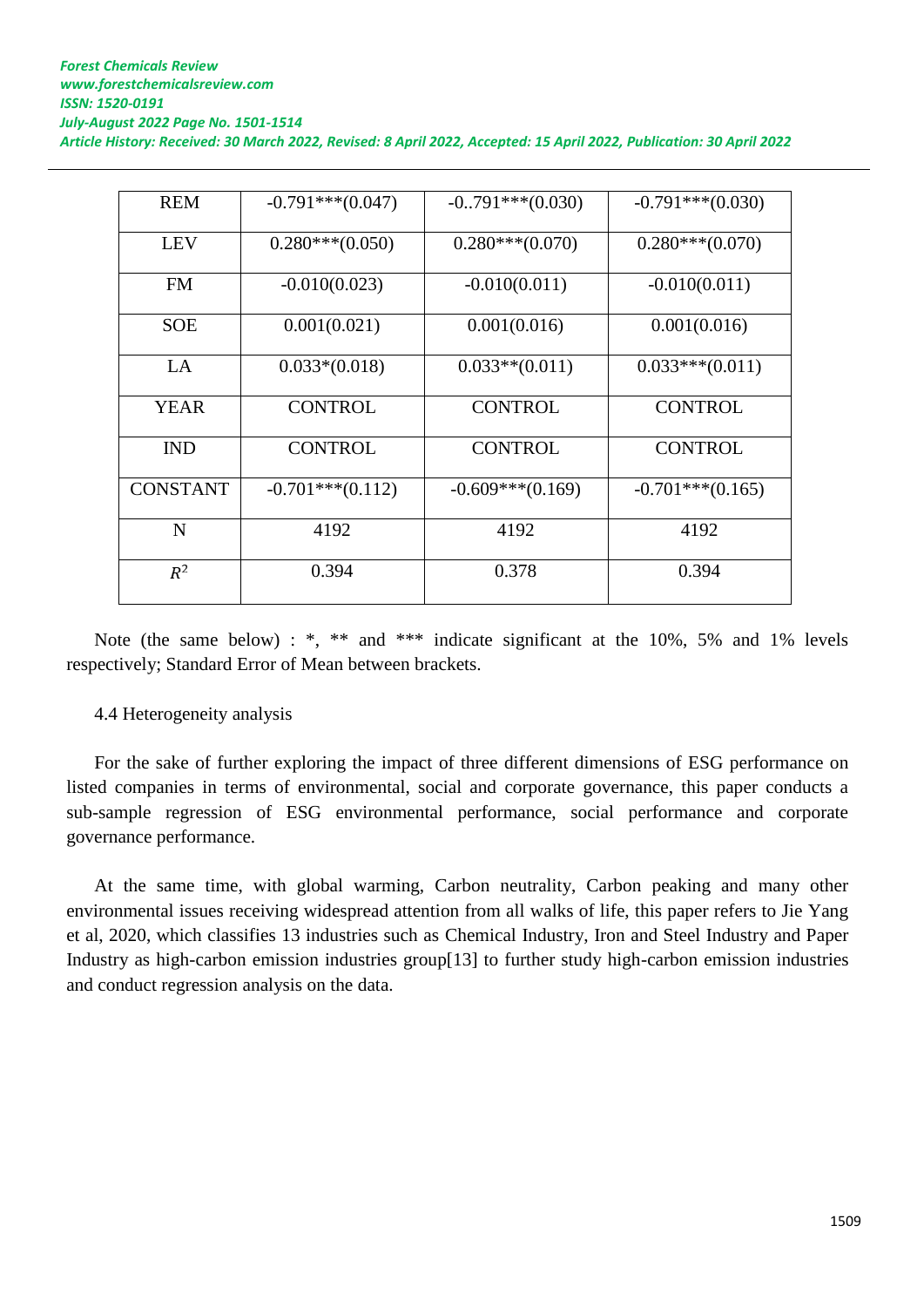| REM | -0.791***(0.047) | -0..791***(0.030) | -0.791***(0.030) |
|---|---|---|---|
| LEV | 0.280***(0.050) | 0.280***(0.070) | 0.280***(0.070) |
| FM | -0.010(0.023) | -0.010(0.011) | -0.010(0.011) |
| SOE | 0.001(0.021) | 0.001(0.016) | 0.001(0.016) |
| LA | 0.033*(0.018) | 0.033**(0.011) | 0.033***(0.011) |
| YEAR | CONTROL | CONTROL | CONTROL |
| IND | CONTROL | CONTROL | CONTROL |
| CONSTANT | -0.701***(0.112) | -0.609***(0.169) | -0.701***(0.165) |
| N | 4192 | 4192 | 4192 |
| $R^2$ | 0.394 | 0.378 | 0.394 |

Note (the same below) : *, ** and *** indicate significant at the 10%, 5% and 1% levels respectively; Standard Error of Mean between brackets.

4.4 Heterogeneity analysis

For the sake of further exploring the impact of three different dimensions of ESG performance on listed companies in terms of environmental, social and corporate governance, this paper conducts a sub-sample regression of ESG environmental performance, social performance and corporate governance performance.

At the same time, with global warming, Carbon neutrality, Carbon peaking and many other environmental issues receiving widespread attention from all walks of life, this paper refers to Jie Yang et al, 2020, which classifies 13 industries such as Chemical Industry, Iron and Steel Industry and Paper Industry as high-carbon emission industries group[13] to further study high-carbon emission industries and conduct regression analysis on the data.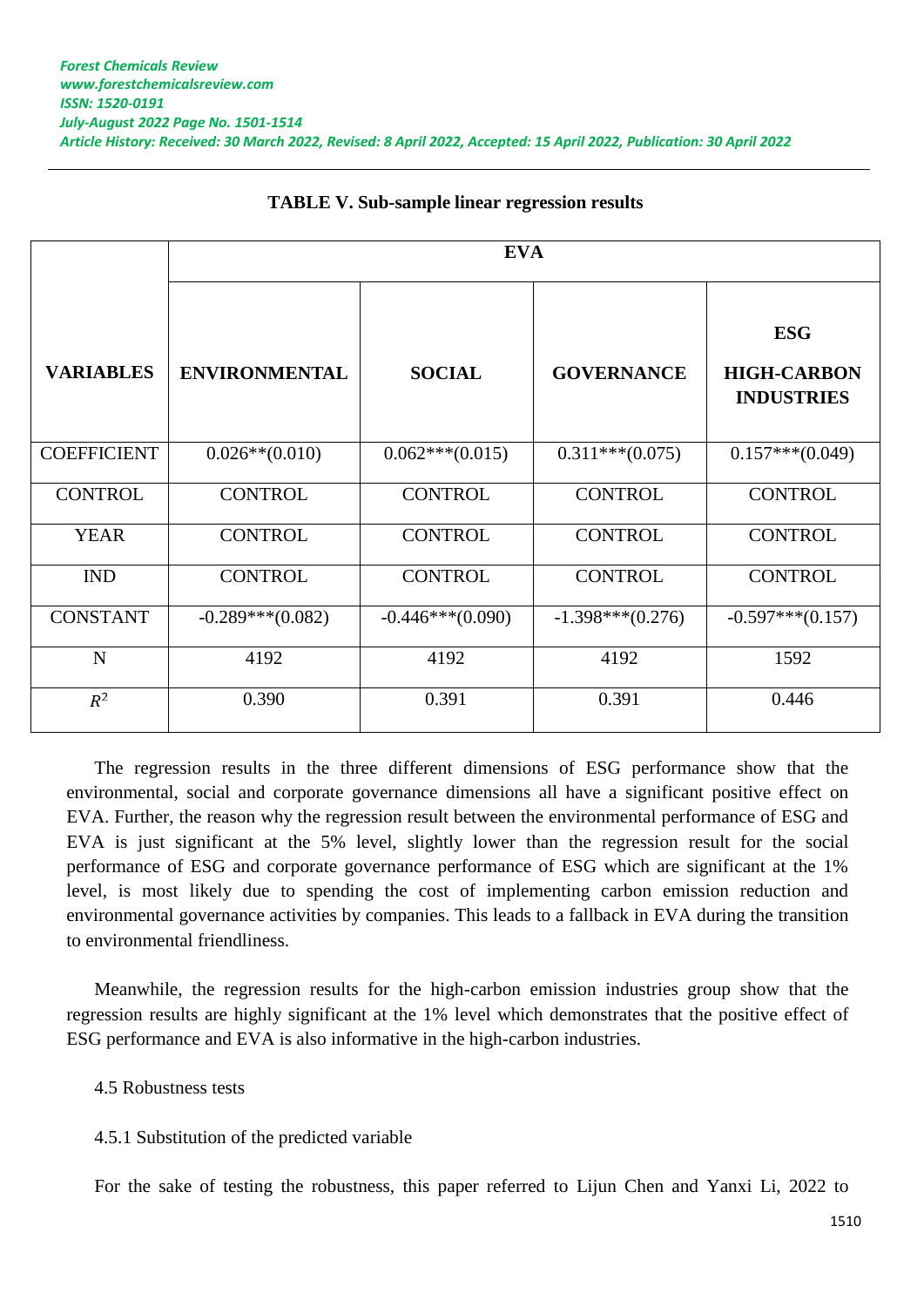**TABLE V. Sub-sample linear regression results**

| VARIABLES | EVA | | | |
|---|---|---|---|---|
| | ENVIRONMENTAL | SOCIAL | GOVERNANCE | ESG HIGH-CARBON INDUSTRIES |
| COEFFICIENT | 0.026**(0.010) | 0.062***(0.015) | 0.311***(0.075) | 0.157***(0.049) |
| CONTROL | CONTROL | CONTROL | CONTROL | CONTROL |
| YEAR | CONTROL | CONTROL | CONTROL | CONTROL |
| IND | CONTROL | CONTROL | CONTROL | CONTROL |
| CONSTANT | -0.289***(0.082) | -0.446***(0.090) | -1.398***(0.276) | -0.597***(0.157) |
| N | 4192 | 4192 | 4192 | 1592 |
| $R^2$ | 0.390 | 0.391 | 0.391 | 0.446 |

The regression results in the three different dimensions of ESG performance show that the environmental, social and corporate governance dimensions all have a significant positive effect on EVA. Further, the reason why the regression result between the environmental performance of ESG and EVA is just significant at the 5% level, slightly lower than the regression result for the social performance of ESG and corporate governance performance of ESG which are significant at the 1% level, is most likely due to spending the cost of implementing carbon emission reduction and environmental governance activities by companies. This leads to a fallback in EVA during the transition to environmental friendliness.

Meanwhile, the regression results for the high-carbon emission industries group show that the regression results are highly significant at the 1% level which demonstrates that the positive effect of ESG performance and EVA is also informative in the high-carbon industries.

4.5 Robustness tests

4.5.1 Substitution of the predicted variable

For the sake of testing the robustness, this paper referred to Lijun Chen and Yanxi Li, 2022 to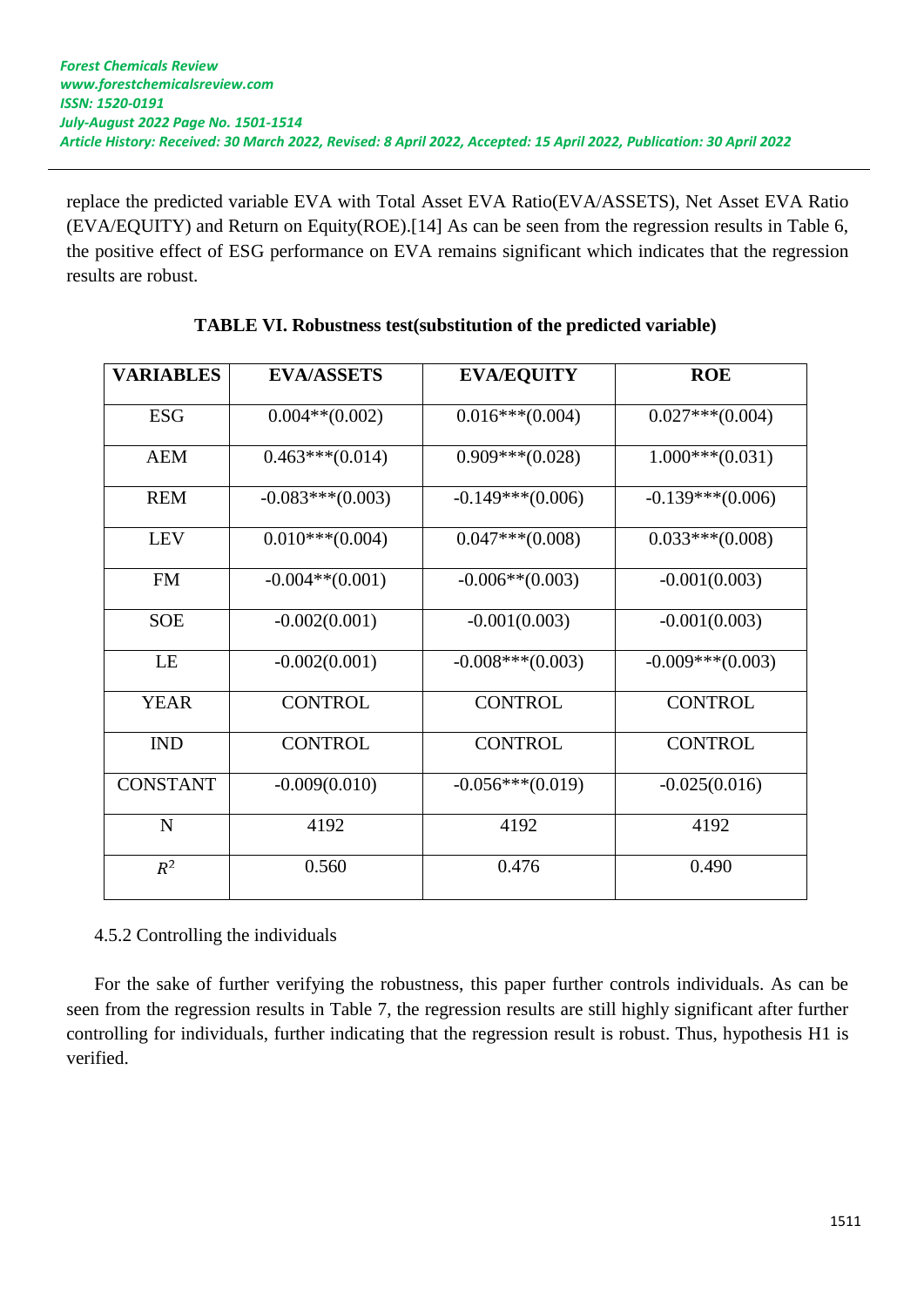replace the predicted variable EVA with Total Asset EVA Ratio(EVA/ASSETS), Net Asset EVA Ratio (EVA/EQUITY) and Return on Equity(ROE).[14] As can be seen from the regression results in Table 6, the positive effect of ESG performance on EVA remains significant which indicates that the regression results are robust.

**TABLE VI. Robustness test(substitution of the predicted variable)**

| VARIABLES | EVA/ASSETS | EVA/EQUITY | ROE |
|---|---|---|---|
| ESG | 0.004**(0.002) | 0.016***(0.004) | 0.027***(0.004) |
| AEM | 0.463***(0.014) | 0.909***(0.028) | 1.000***(0.031) |
| REM | -0.083***(0.003) | -0.149***(0.006) | -0.139***(0.006) |
| LEV | 0.010***(0.004) | 0.047***(0.008) | 0.033***(0.008) |
| FM | -0.004**(0.001) | -0.006**(0.003) | -0.001(0.003) |
| SOE | -0.002(0.001) | -0.001(0.003) | -0.001(0.003) |
| LE | -0.002(0.001) | -0.008***(0.003) | -0.009***(0.003) |
| YEAR | CONTROL | CONTROL | CONTROL |
| IND | CONTROL | CONTROL | CONTROL |
| CONSTANT | -0.009(0.010) | -0.056***(0.019) | -0.025(0.016) |
| N | 4192 | 4192 | 4192 |
| $R^2$ | 0.560 | 0.476 | 0.490 |

4.5.2 Controlling the individuals

For the sake of further verifying the robustness, this paper further controls individuals. As can be seen from the regression results in Table 7, the regression results are still highly significant after further controlling for individuals, further indicating that the regression result is robust. Thus, hypothesis H1 is verified.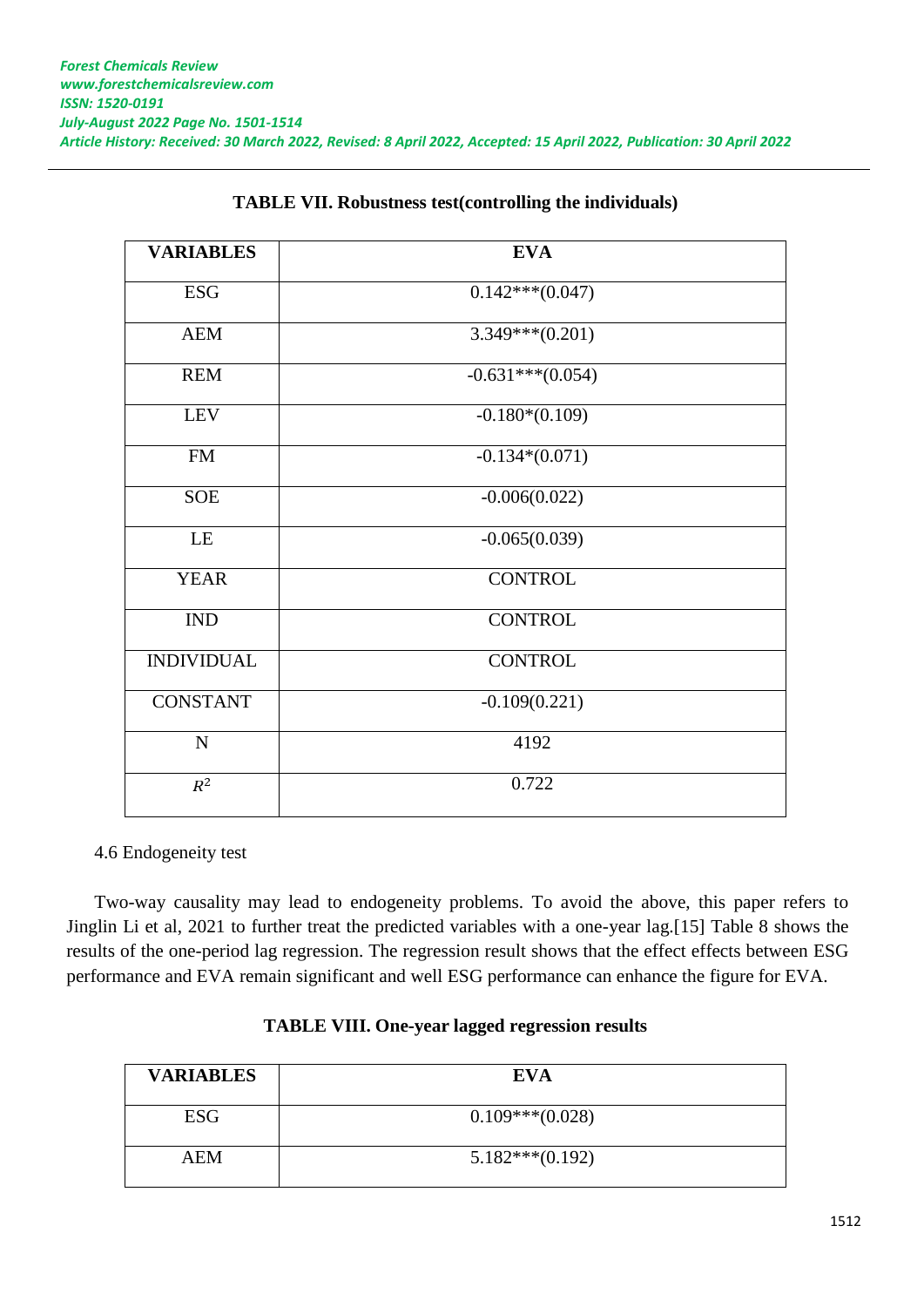**TABLE VII. Robustness test(controlling the individuals)**

| VARIABLES | EVA |
|---|---|
| ESG | 0.142***(0.047) |
| AEM | 3.349***(0.201) |
| REM | -0.631***(0.054) |
| LEV | -0.180*(0.109) |
| FM | -0.134*(0.071) |
| SOE | -0.006(0.022) |
| LE | -0.065(0.039) |
| YEAR | CONTROL |
| IND | CONTROL |
| INDIVIDUAL | CONTROL |
| CONSTANT | -0.109(0.221) |
| N | 4192 |
| $R^2$ | 0.722 |

4.6 Endogeneity test

Two-way causality may lead to endogeneity problems. To avoid the above, this paper refers to Jinglin Li et al, 2021 to further treat the predicted variables with a one-year lag.[15] Table 8 shows the results of the one-period lag regression. The regression result shows that the effect effects between ESG performance and EVA remain significant and well ESG performance can enhance the figure for EVA.

**TABLE VIII. One-year lagged regression results**

| VARIABLES | EVA |
|---|---|
| ESG | 0.109***(0.028) |
| AEM | 5.182***(0.192) |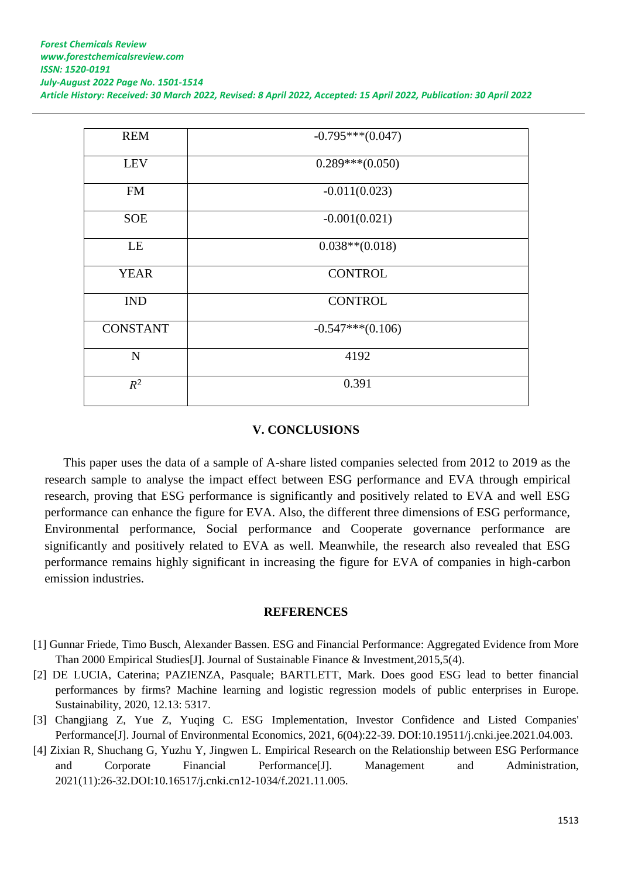| REM | -0.795***(0.047) |
|---|---|
| LEV | 0.289***(0.050) |
| FM | -0.011(0.023) |
| SOE | -0.001(0.021) |
| LE | 0.038**(0.018) |
| YEAR | CONTROL |
| IND | CONTROL |
| CONSTANT | -0.547***(0.106) |
| N | 4192 |
| $R^2$ | 0.391 |

## V. CONCLUSIONS

This paper uses the data of a sample of A-share listed companies selected from 2012 to 2019 as the research sample to analyse the impact effect between ESG performance and EVA through empirical research, proving that ESG performance is significantly and positively related to EVA and well ESG performance can enhance the figure for EVA. Also, the different three dimensions of ESG performance, Environmental performance, Social performance and Cooperate governance performance are significantly and positively related to EVA as well. Meanwhile, the research also revealed that ESG performance remains highly significant in increasing the figure for EVA of companies in high-carbon emission industries.

## REFERENCES

[1] Gunnar Friede, Timo Busch, Alexander Bassen. ESG and Financial Performance: Aggregated Evidence from More Than 2000 Empirical Studies[J]. Journal of Sustainable Finance & Investment,2015,5(4).

[2] DE LUCIA, Caterina; PAZIENZA, Pasquale; BARTLETT, Mark. Does good ESG lead to better financial performances by firms? Machine learning and logistic regression models of public enterprises in Europe. Sustainability, 2020, 12.13: 5317.

[3] Changjiang Z, Yue Z, Yuqing C. ESG Implementation, Investor Confidence and Listed Companies' Performance[J]. Journal of Environmental Economics, 2021, 6(04):22-39. DOI:10.19511/j.cnki.jee.2021.04.003.

[4] Zixian R, Shuchang G, Yuzhu Y, Jingwen L. Empirical Research on the Relationship between ESG Performance and Corporate Financial Performance[J]. Management and Administration, 2021(11):26-32.DOI:10.16517/j.cnki.cn12-1034/f.2021.11.005.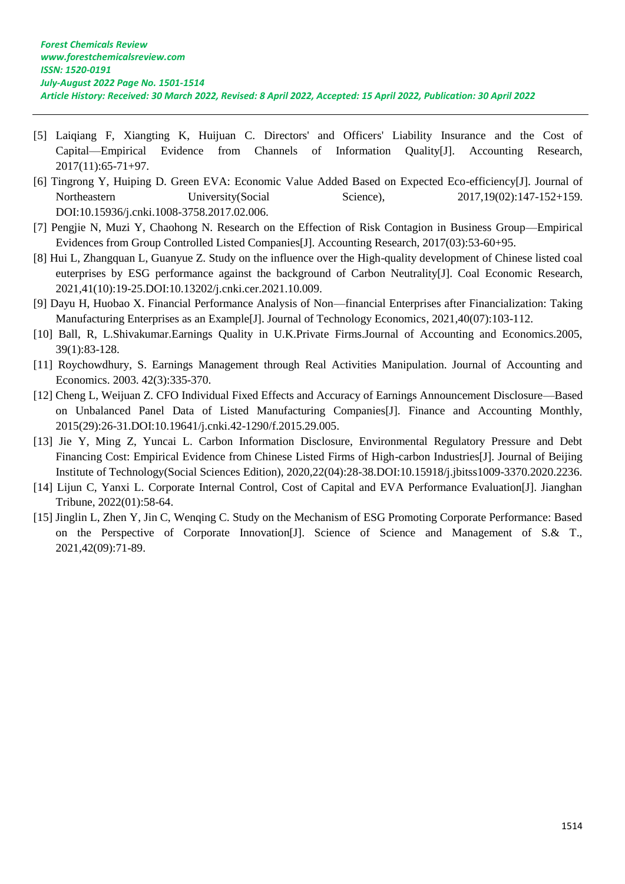[5] Laiqiang F, Xiangting K, Huijuan C. Directors' and Officers' Liability Insurance and the Cost of Capital—Empirical Evidence from Channels of Information Quality[J]. Accounting Research, 2017(11):65-71+97.

[6] Tingrong Y, Huiping D. Green EVA: Economic Value Added Based on Expected Eco-efficiency[J]. Journal of Northeastern University(Social Science), 2017,19(02):147-152+159. DOI:10.15936/j.cnki.1008-3758.2017.02.006.

[7] Pengjie N, Muzi Y, Chaohong N. Research on the Effection of Risk Contagion in Business Group—Empirical Evidences from Group Controlled Listed Companies[J]. Accounting Research, 2017(03):53-60+95.

[8] Hui L, Zhangquan L, Guanyue Z. Study on the influence over the High-quality development of Chinese listed coal euterprises by ESG performance against the background of Carbon Neutrality[J]. Coal Economic Research, 2021,41(10):19-25.DOI:10.13202/j.cnki.cer.2021.10.009.

[9] Dayu H, Huobao X. Financial Performance Analysis of Non—financial Enterprises after Financialization: Taking Manufacturing Enterprises as an Example[J]. Journal of Technology Economics, 2021,40(07):103-112.

[10] Ball, R, L.Shivakumar.Earnings Quality in U.K.Private Firms.Journal of Accounting and Economics.2005, 39(1):83-128.

[11] Roychowdhury, S. Earnings Management through Real Activities Manipulation. Journal of Accounting and Economics. 2003. 42(3):335-370.

[12] Cheng L, Weijuan Z. CFO Individual Fixed Effects and Accuracy of Earnings Announcement Disclosure—Based on Unbalanced Panel Data of Listed Manufacturing Companies[J]. Finance and Accounting Monthly, 2015(29):26-31.DOI:10.19641/j.cnki.42-1290/f.2015.29.005.

[13] Jie Y, Ming Z, Yuncai L. Carbon Information Disclosure, Environmental Regulatory Pressure and Debt Financing Cost: Empirical Evidence from Chinese Listed Firms of High-carbon Industries[J]. Journal of Beijing Institute of Technology(Social Sciences Edition), 2020,22(04):28-38.DOI:10.15918/j.jbitss1009-3370.2020.2236.

[14] Lijun C, Yanxi L. Corporate Internal Control, Cost of Capital and EVA Performance Evaluation[J]. Jianghan Tribune, 2022(01):58-64.

[15] Jinglin L, Zhen Y, Jin C, Wenqing C. Study on the Mechanism of ESG Promoting Corporate Performance: Based on the Perspective of Corporate Innovation[J]. Science of Science and Management of S.& T., 2021,42(09):71-89.